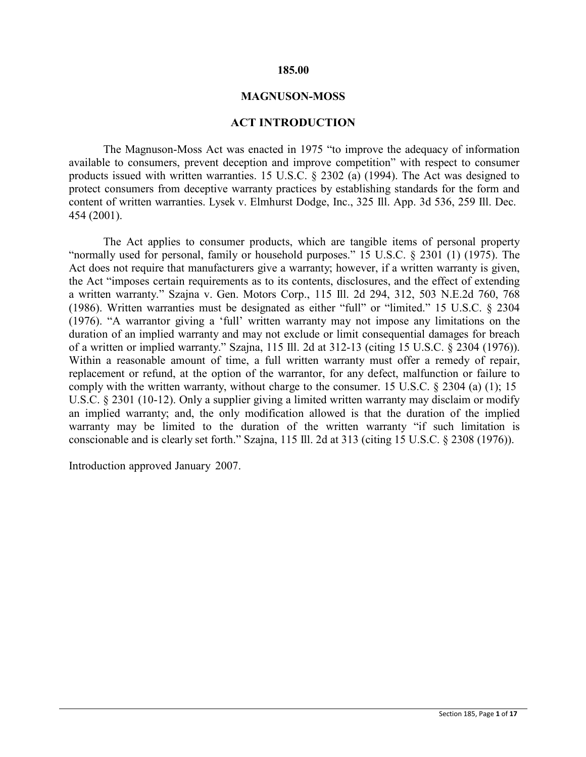# 185.00

## MAGNUSON-MOSS

## ACT INTRODUCTION

The Magnuson-Moss Act was enacted in 1975 "to improve the adequacy of information available to consumers, prevent deception and improve competition" with respect to consumer products issued with written warranties. 15 U.S.C. § 2302 (a) (1994). The Act was designed to protect consumers from deceptive warranty practices by establishing standards for the form and content of written warranties. Lysek v. Elmhurst Dodge, Inc., 325 Ill. App. 3d 536, 259 Ill. Dec. 454 (2001).

The Act applies to consumer products, which are tangible items of personal property "normally used for personal, family or household purposes." 15 U.S.C. § 2301 (1) (1975). The Act does not require that manufacturers give a warranty; however, if a written warranty is given, the Act "imposes certain requirements as to its contents, disclosures, and the effect of extending a written warranty." Szajna v. Gen. Motors Corp., 115 Ill. 2d 294, 312, 503 N.E.2d 760, 768 (1986). Written warranties must be designated as either "full" or "limited." 15 U.S.C. § 2304 (1976). "A warrantor giving a 'full' written warranty may not impose any limitations on the duration of an implied warranty and may not exclude or limit consequential damages for breach of a written or implied warranty." Szajna, 115 Ill. 2d at 312-13 (citing 15 U.S.C. § 2304 (1976)). Within a reasonable amount of time, a full written warranty must offer a remedy of repair, replacement or refund, at the option of the warrantor, for any defect, malfunction or failure to comply with the written warranty, without charge to the consumer. 15 U.S.C. § 2304 (a) (1); 15 U.S.C. § 2301 (10-12). Only a supplier giving a limited written warranty may disclaim or modify an implied warranty; and, the only modification allowed is that the duration of the implied warranty may be limited to the duration of the written warranty "if such limitation is conscionable and is clearly set forth." Szajna, 115 Ill. 2d at 313 (citing 15 U.S.C. § 2308 (1976)).

Introduction approved January 2007.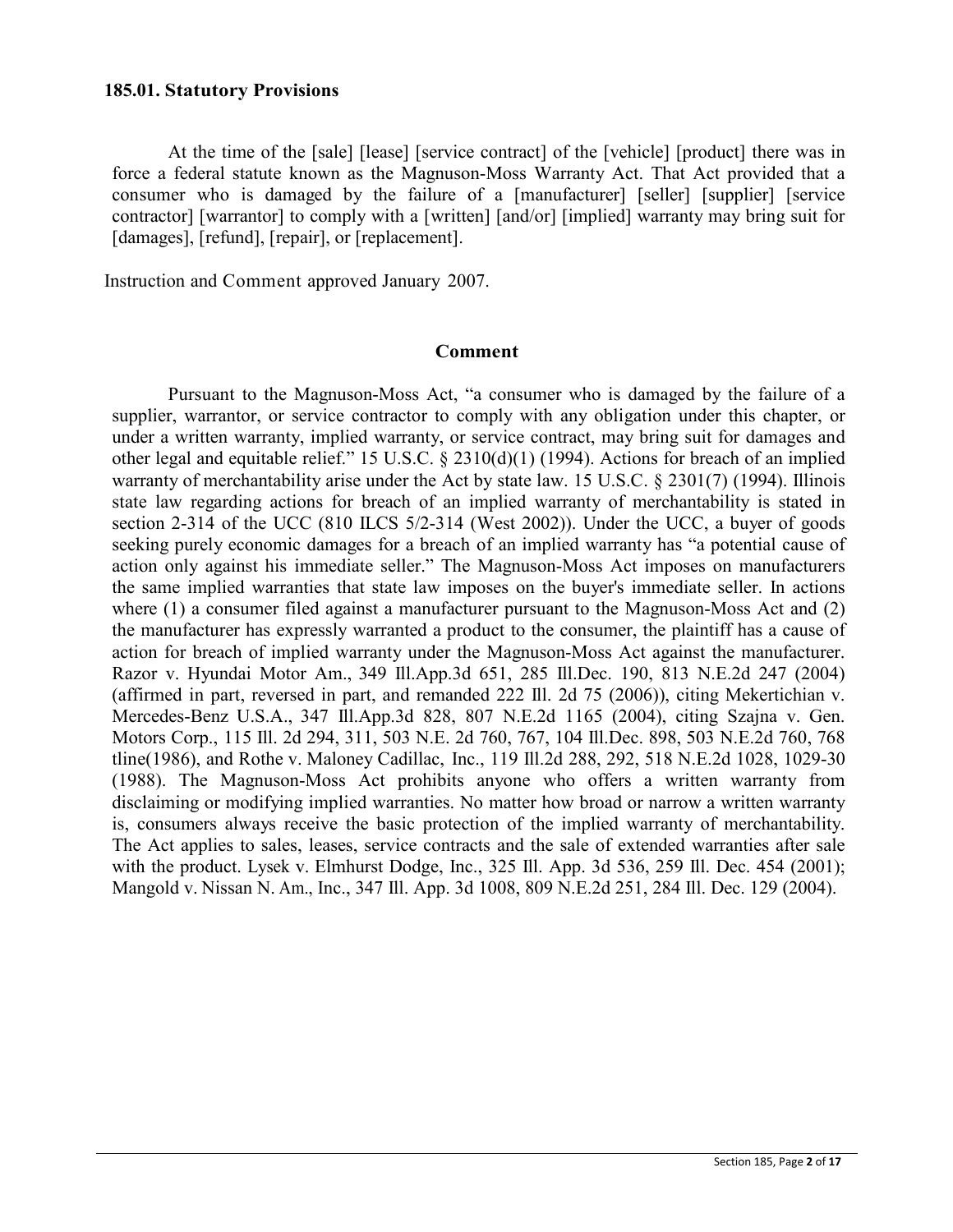### 185.01. Statutory Provisions

At the time of the [sale] [lease] [service contract] of the [vehicle] [product] there was in force a federal statute known as the Magnuson-Moss Warranty Act. That Act provided that a consumer who is damaged by the failure of a [manufacturer] [seller] [supplier] [service contractor] [warrantor] to comply with a [written] [and/or] [implied] warranty may bring suit for [damages], [refund], [repair], or [replacement].

Instruction and Comment approved January 2007.

#### Comment

Pursuant to the Magnuson-Moss Act, "a consumer who is damaged by the failure of a supplier, warrantor, or service contractor to comply with any obligation under this chapter, or under a written warranty, implied warranty, or service contract, may bring suit for damages and other legal and equitable relief." 15 U.S.C. § 2310(d)(1) (1994). Actions for breach of an implied warranty of merchantability arise under the Act by state law. 15 U.S.C. § 2301(7) (1994). Illinois state law regarding actions for breach of an implied warranty of merchantability is stated in section 2-314 of the UCC (810 ILCS 5/2-314 (West 2002)). Under the UCC, a buyer of goods seeking purely economic damages for a breach of an implied warranty has "a potential cause of action only against his immediate seller." The Magnuson-Moss Act imposes on manufacturers the same implied warranties that state law imposes on the buyer's immediate seller. In actions where (1) a consumer filed against a manufacturer pursuant to the Magnuson-Moss Act and (2) the manufacturer has expressly warranted a product to the consumer, the plaintiff has a cause of action for breach of implied warranty under the Magnuson-Moss Act against the manufacturer. Razor v. Hyundai Motor Am., 349 Ill.App.3d 651, 285 Ill.Dec. 190, 813 N.E.2d 247 (2004) (affirmed in part, reversed in part, and remanded 222 Ill. 2d 75 (2006)), citing Mekertichian v. Mercedes-Benz U.S.A., 347 Ill.App.3d 828, 807 N.E.2d 1165 (2004), citing Szajna v. Gen. Motors Corp., 115 Ill. 2d 294, 311, 503 N.E. 2d 760, 767, 104 Ill.Dec. 898, 503 N.E.2d 760, 768 tline(1986), and Rothe v. Maloney Cadillac, Inc., 119 Ill.2d 288, 292, 518 N.E.2d 1028, 1029-30 (1988). The Magnuson-Moss Act prohibits anyone who offers a written warranty from disclaiming or modifying implied warranties. No matter how broad or narrow a written warranty is, consumers always receive the basic protection of the implied warranty of merchantability. The Act applies to sales, leases, service contracts and the sale of extended warranties after sale with the product. Lysek v. Elmhurst Dodge, Inc., 325 Ill. App. 3d 536, 259 Ill. Dec. 454 (2001); Mangold v. Nissan N. Am., Inc., 347 Ill. App. 3d 1008, 809 N.E.2d 251, 284 Ill. Dec. 129 (2004).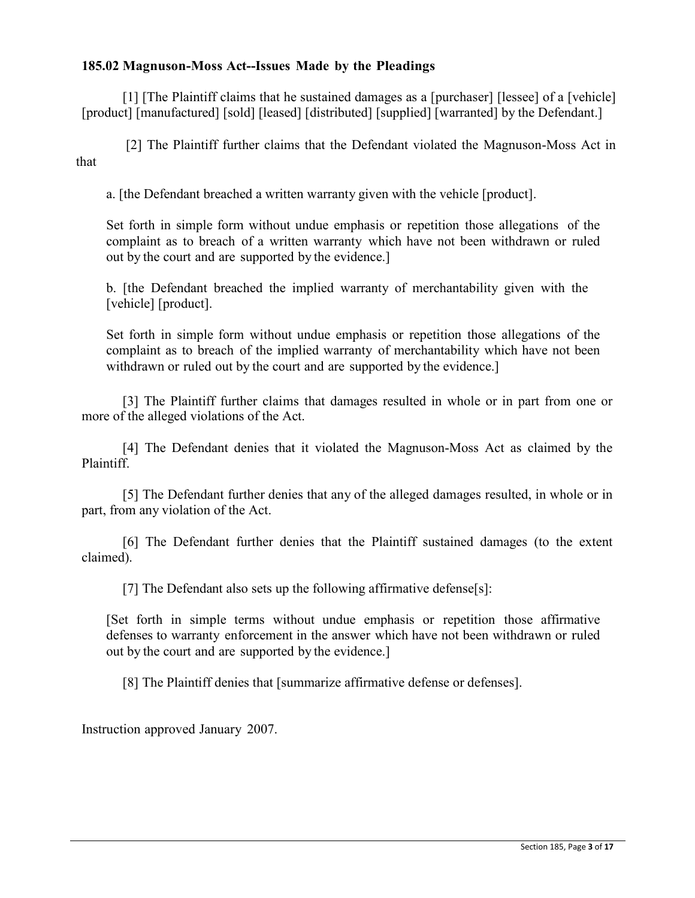**185.02 Magnuson-Moss Act--Issues Made by the Pleadings**

[1] [The Plaintiff claims that he sustained damages as a [purchaser] [lessee] of a [vehicle] [product] [manufactured] [sold] [leased] [distributed] [supplied] [warranted] by the Defendant.]

[2] The Plaintiff further claims that the Defendant violated the Magnuson-Moss Act in that

a. [the Defendant breached a written warranty given with the vehicle [product].

Set forth in simple form without undue emphasis or repetition those allegations of the complaint as to breach of a written warranty which have not been withdrawn or ruled out by the court and are supported by the evidence.]

b. [the Defendant breached the implied warranty of merchantability given with the [vehicle] [product].

Set forth in simple form without undue emphasis or repetition those allegations of the complaint as to breach of the implied warranty of merchantability which have not been withdrawn or ruled out by the court and are supported by the evidence.]

[3] The Plaintiff further claims that damages resulted in whole or in part from one or more of the alleged violations of the Act.

[4] The Defendant denies that it violated the Magnuson-Moss Act as claimed by the Plaintiff.

[5] The Defendant further denies that any of the alleged damages resulted, in whole or in part, from any violation of the Act.

[6] The Defendant further denies that the Plaintiff sustained damages (to the extent claimed).

[7] The Defendant also sets up the following affirmative defense[s]:

[Set forth in simple terms without undue emphasis or repetition those affirmative defenses to warranty enforcement in the answer which have not been withdrawn or ruled out by the court and are supported by the evidence.]

[8] The Plaintiff denies that [summarize affirmative defense or defenses].

Instruction approved January 2007.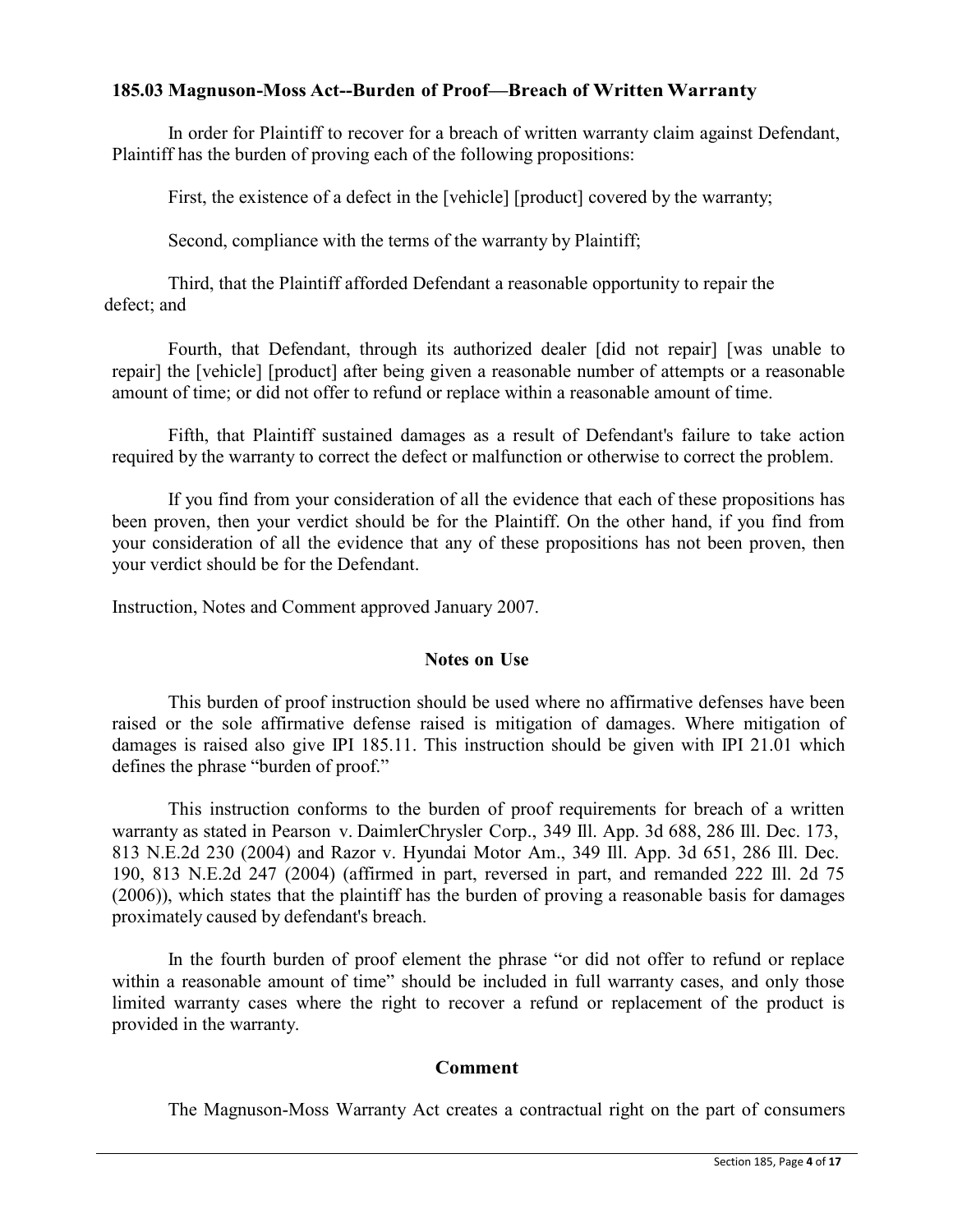### 185.03 Magnuson-Moss Act--Burden of Proof—Breach of Written Warranty

In order for Plaintiff to recover for a breach of written warranty claim against Defendant, Plaintiff has the burden of proving each of the following propositions:

First, the existence of a defect in the [vehicle] [product] covered by the warranty;

Second, compliance with the terms of the warranty by Plaintiff;

Third, that the Plaintiff afforded Defendant a reasonable opportunity to repair the defect; and

Fourth, that Defendant, through its authorized dealer [did not repair] [was unable to repair] the [vehicle] [product] after being given a reasonable number of attempts or a reasonable amount of time; or did not offer to refund or replace within a reasonable amount of time.

Fifth, that Plaintiff sustained damages as a result of Defendant's failure to take action required by the warranty to correct the defect or malfunction or otherwise to correct the problem.

If you find from your consideration of all the evidence that each of these propositions has been proven, then your verdict should be for the Plaintiff. On the other hand, if you find from your consideration of all the evidence that any of these propositions has not been proven, then your verdict should be for the Defendant.

Instruction, Notes and Comment approved January 2007.

#### Notes on Use

This burden of proof instruction should be used where no affirmative defenses have been raised or the sole affirmative defense raised is mitigation of damages. Where mitigation of damages is raised also give IPI 185.11. This instruction should be given with IPI 21.01 which defines the phrase "burden of proof."

This instruction conforms to the burden of proof requirements for breach of a written warranty as stated in Pearson v. DaimlerChrysler Corp., 349 Ill. App. 3d 688, 286 Ill. Dec. 173, 813 N.E.2d 230 (2004) and Razor v. Hyundai Motor Am., 349 Ill. App. 3d 651, 286 Ill. Dec. 190, 813 N.E.2d 247 (2004) (affirmed in part, reversed in part, and remanded 222 Ill. 2d 75 (2006)), which states that the plaintiff has the burden of proving a reasonable basis for damages proximately caused by defendant's breach.

In the fourth burden of proof element the phrase "or did not offer to refund or replace within a reasonable amount of time" should be included in full warranty cases, and only those limited warranty cases where the right to recover a refund or replacement of the product is provided in the warranty.

#### Comment

The Magnuson-Moss Warranty Act creates a contractual right on the part of consumers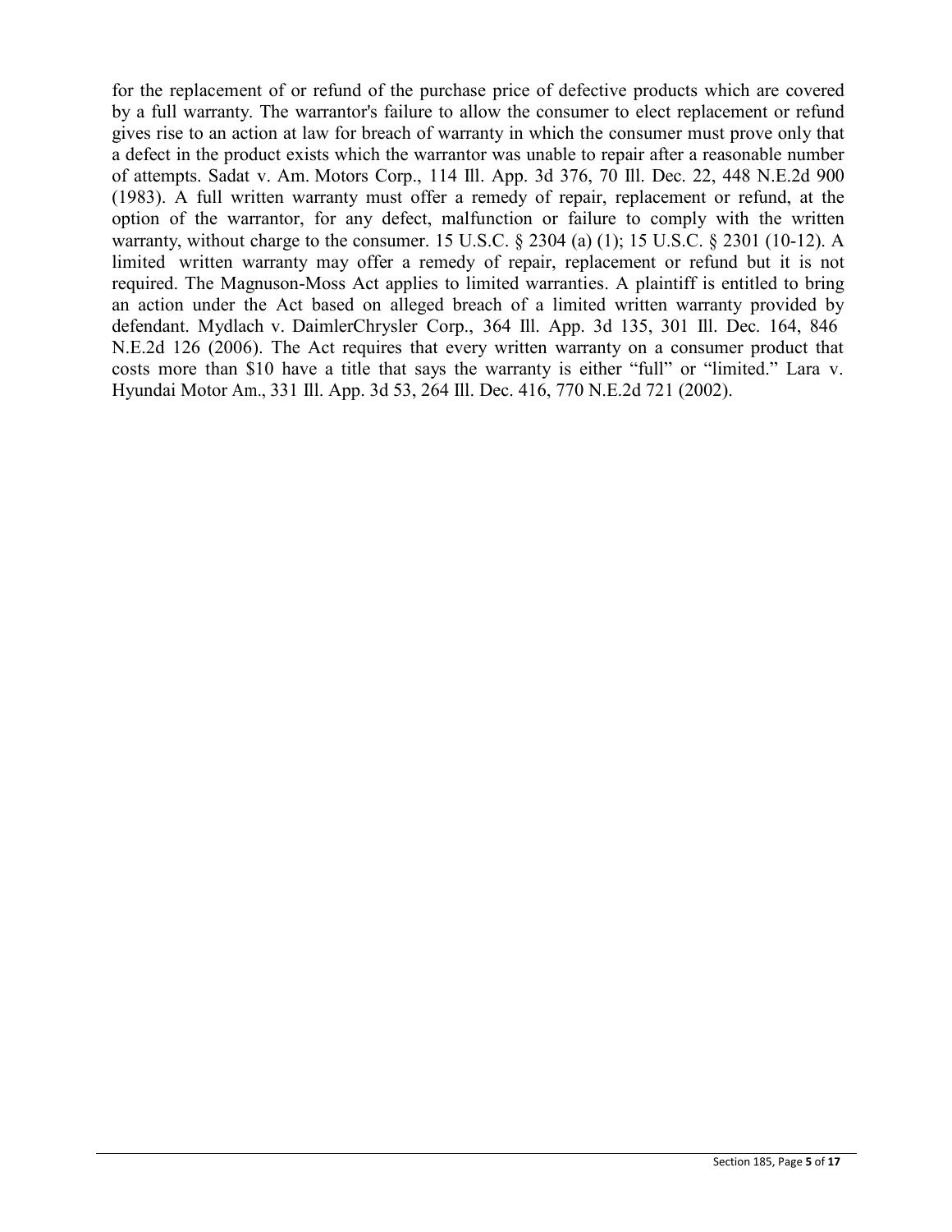for the replacement of or refund of the purchase price of defective products which are covered by a full warranty. The warrantor's failure to allow the consumer to elect replacement or refund gives rise to an action at law for breach of warranty in which the consumer must prove only that a defect in the product exists which the warrantor was unable to repair after a reasonable number of attempts. Sadat v. Am. Motors Corp., 114 Ill. App. 3d 376, 70 Ill. Dec. 22, 448 N.E.2d 900 (1983). A full written warranty must offer a remedy of repair, replacement or refund, at the option of the warrantor, for any defect, malfunction or failure to comply with the written warranty, without charge to the consumer. 15 U.S.C. § 2304 (a) (1); 15 U.S.C. § 2301 (10-12). A limited written warranty may offer a remedy of repair, replacement or refund but it is not required. The Magnuson-Moss Act applies to limited warranties. A plaintiff is entitled to bring an action under the Act based on alleged breach of a limited written warranty provided by defendant. Mydlach v. DaimlerChrysler Corp., 364 Ill. App. 3d 135, 301 Ill. Dec. 164, 846 N.E.2d 126 (2006). The Act requires that every written warranty on a consumer product that costs more than $10 have a title that says the warranty is either "full" or "limited." Lara v. Hyundai Motor Am., 331 Ill. App. 3d 53, 264 Ill. Dec. 416, 770 N.E.2d 721 (2002).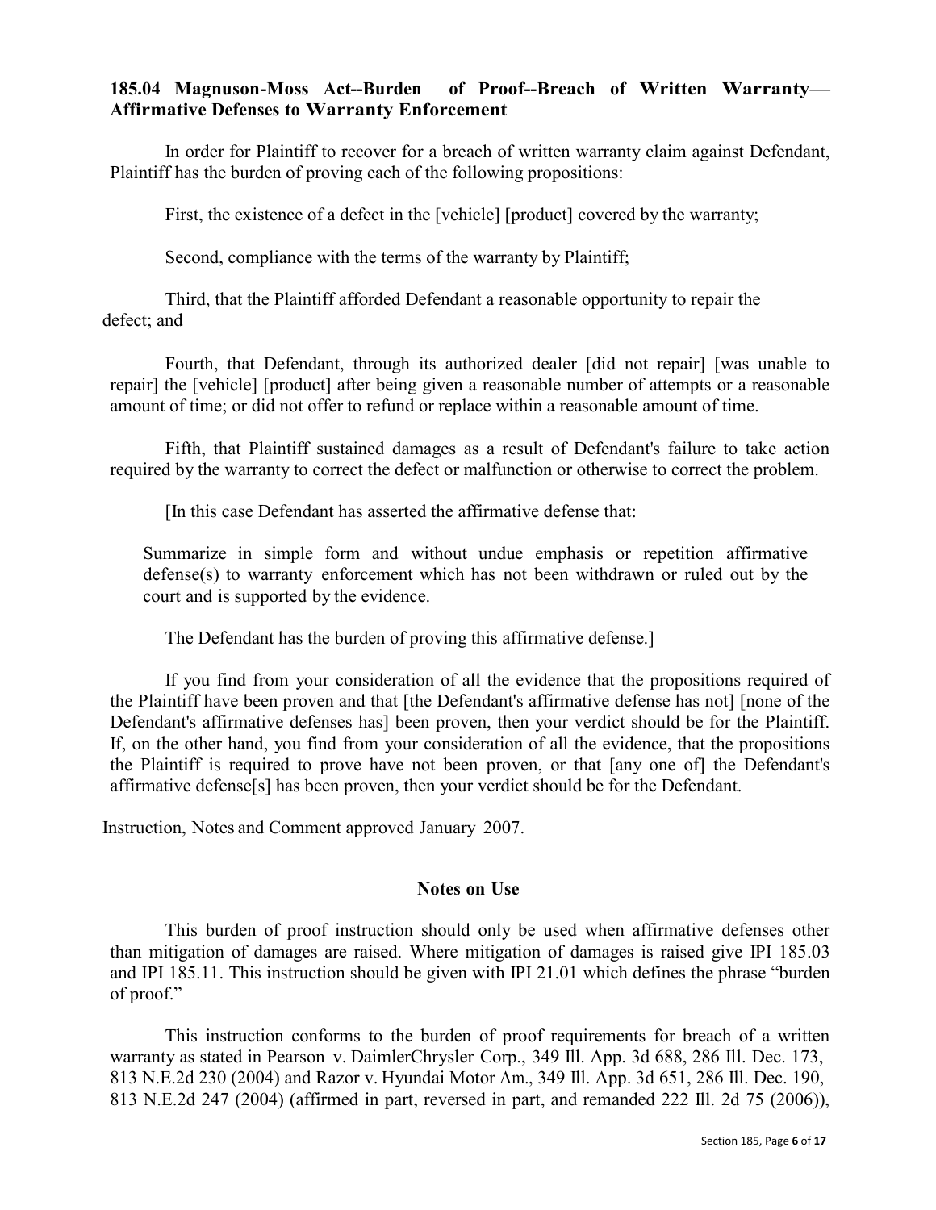### 185.04 Magnuson-Moss Act--Burden of Proof--Breach of Written Warranty—Affirmative Defenses to Warranty Enforcement

In order for Plaintiff to recover for a breach of written warranty claim against Defendant, Plaintiff has the burden of proving each of the following propositions:

First, the existence of a defect in the [vehicle] [product] covered by the warranty;

Second, compliance with the terms of the warranty by Plaintiff;

Third, that the Plaintiff afforded Defendant a reasonable opportunity to repair the defect; and

Fourth, that Defendant, through its authorized dealer [did not repair] [was unable to repair] the [vehicle] [product] after being given a reasonable number of attempts or a reasonable amount of time; or did not offer to refund or replace within a reasonable amount of time.

Fifth, that Plaintiff sustained damages as a result of Defendant's failure to take action required by the warranty to correct the defect or malfunction or otherwise to correct the problem.

[In this case Defendant has asserted the affirmative defense that:

> Summarize in simple form and without undue emphasis or repetition affirmative defense(s) to warranty enforcement which has not been withdrawn or ruled out by the court and is supported by the evidence.

The Defendant has the burden of proving this affirmative defense.]

If you find from your consideration of all the evidence that the propositions required of the Plaintiff have been proven and that [the Defendant's affirmative defense has not] [none of the Defendant's affirmative defenses has] been proven, then your verdict should be for the Plaintiff. If, on the other hand, you find from your consideration of all the evidence, that the propositions the Plaintiff is required to prove have not been proven, or that [any one of] the Defendant's affirmative defense[s] has been proven, then your verdict should be for the Defendant.

Instruction, Notes and Comment approved January 2007.

#### Notes on Use

This burden of proof instruction should only be used when affirmative defenses other than mitigation of damages are raised. Where mitigation of damages is raised give IPI 185.03 and IPI 185.11. This instruction should be given with IPI 21.01 which defines the phrase "burden of proof."

This instruction conforms to the burden of proof requirements for breach of a written warranty as stated in Pearson v. DaimlerChrysler Corp., 349 Ill. App. 3d 688, 286 Ill. Dec. 173, 813 N.E.2d 230 (2004) and Razor v. Hyundai Motor Am., 349 Ill. App. 3d 651, 286 Ill. Dec. 190, 813 N.E.2d 247 (2004) (affirmed in part, reversed in part, and remanded 222 Ill. 2d 75 (2006)),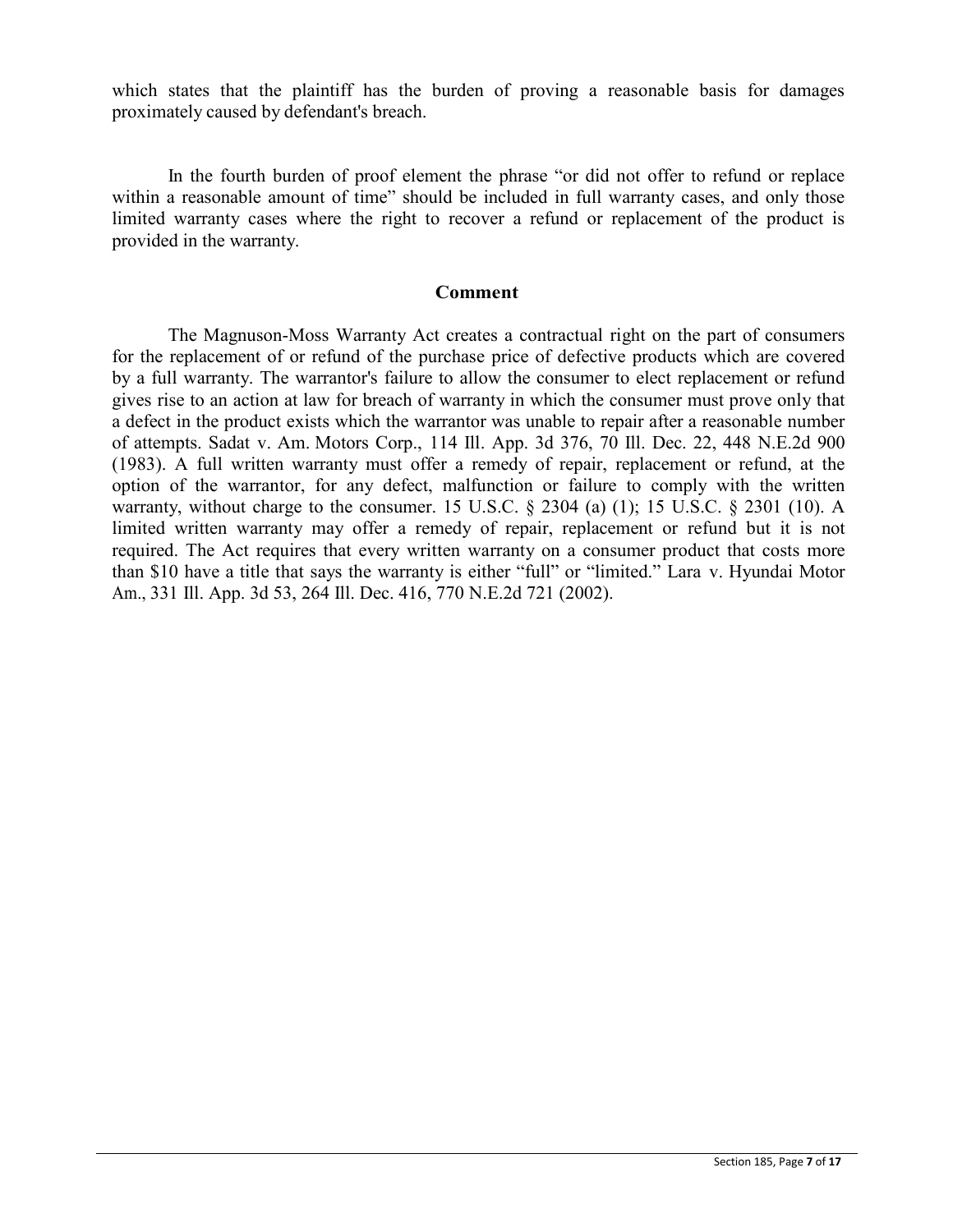which states that the plaintiff has the burden of proving a reasonable basis for damages proximately caused by defendant's breach.

In the fourth burden of proof element the phrase "or did not offer to refund or replace within a reasonable amount of time" should be included in full warranty cases, and only those limited warranty cases where the right to recover a refund or replacement of the product is provided in the warranty.

**Comment**

The Magnuson-Moss Warranty Act creates a contractual right on the part of consumers for the replacement of or refund of the purchase price of defective products which are covered by a full warranty. The warrantor's failure to allow the consumer to elect replacement or refund gives rise to an action at law for breach of warranty in which the consumer must prove only that a defect in the product exists which the warrantor was unable to repair after a reasonable number of attempts. Sadat v. Am. Motors Corp., 114 Ill. App. 3d 376, 70 Ill. Dec. 22, 448 N.E.2d 900 (1983). A full written warranty must offer a remedy of repair, replacement or refund, at the option of the warrantor, for any defect, malfunction or failure to comply with the written warranty, without charge to the consumer. 15 U.S.C. § 2304 (a) (1); 15 U.S.C. § 2301 (10). A limited written warranty may offer a remedy of repair, replacement or refund but it is not required. The Act requires that every written warranty on a consumer product that costs more than $10 have a title that says the warranty is either "full" or "limited." Lara v. Hyundai Motor Am., 331 Ill. App. 3d 53, 264 Ill. Dec. 416, 770 N.E.2d 721 (2002).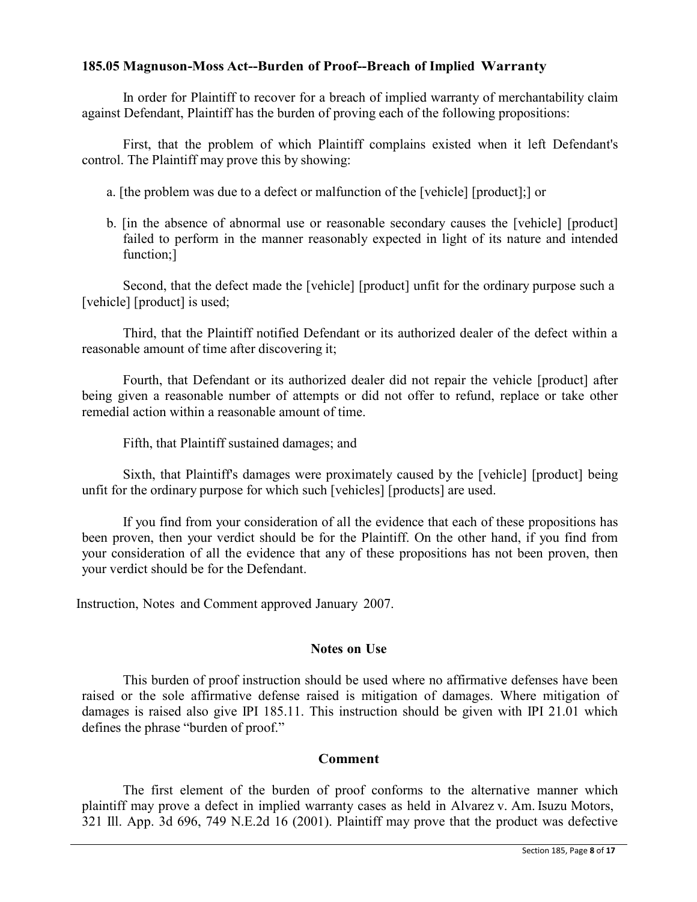### 185.05 Magnuson-Moss Act--Burden of Proof--Breach of Implied Warranty

In order for Plaintiff to recover for a breach of implied warranty of merchantability claim against Defendant, Plaintiff has the burden of proving each of the following propositions:

First, that the problem of which Plaintiff complains existed when it left Defendant's control. The Plaintiff may prove this by showing:

a. [the problem was due to a defect or malfunction of the [vehicle] [product];] or

b. [in the absence of abnormal use or reasonable secondary causes the [vehicle] [product] failed to perform in the manner reasonably expected in light of its nature and intended function;]

Second, that the defect made the [vehicle] [product] unfit for the ordinary purpose such a [vehicle] [product] is used;

Third, that the Plaintiff notified Defendant or its authorized dealer of the defect within a reasonable amount of time after discovering it;

Fourth, that Defendant or its authorized dealer did not repair the vehicle [product] after being given a reasonable number of attempts or did not offer to refund, replace or take other remedial action within a reasonable amount of time.

Fifth, that Plaintiff sustained damages; and

Sixth, that Plaintiff's damages were proximately caused by the [vehicle] [product] being unfit for the ordinary purpose for which such [vehicles] [products] are used.

If you find from your consideration of all the evidence that each of these propositions has been proven, then your verdict should be for the Plaintiff. On the other hand, if you find from your consideration of all the evidence that any of these propositions has not been proven, then your verdict should be for the Defendant.

Instruction, Notes and Comment approved January 2007.

#### Notes on Use

This burden of proof instruction should be used where no affirmative defenses have been raised or the sole affirmative defense raised is mitigation of damages. Where mitigation of damages is raised also give IPI 185.11. This instruction should be given with IPI 21.01 which defines the phrase "burden of proof."

#### Comment

The first element of the burden of proof conforms to the alternative manner which plaintiff may prove a defect in implied warranty cases as held in Alvarez v. Am. Isuzu Motors, 321 Ill. App. 3d 696, 749 N.E.2d 16 (2001). Plaintiff may prove that the product was defective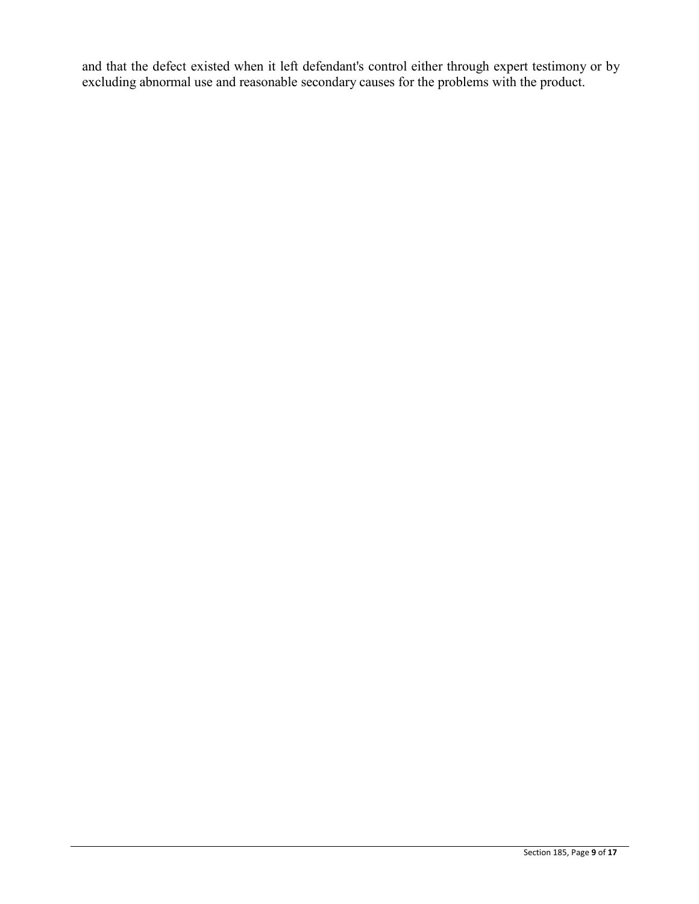and that the defect existed when it left defendant's control either through expert testimony or by excluding abnormal use and reasonable secondary causes for the problems with the product.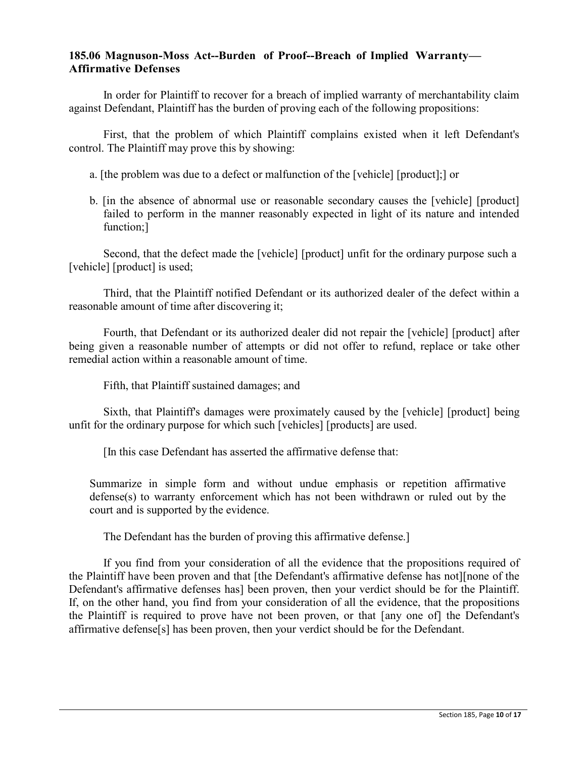**185.06 Magnuson-Moss Act--Burden of Proof--Breach of Implied Warranty—Affirmative Defenses**

In order for Plaintiff to recover for a breach of implied warranty of merchantability claim against Defendant, Plaintiff has the burden of proving each of the following propositions:

First, that the problem of which Plaintiff complains existed when it left Defendant's control. The Plaintiff may prove this by showing:

a. [the problem was due to a defect or malfunction of the [vehicle] [product];] or

b. [in the absence of abnormal use or reasonable secondary causes the [vehicle] [product] failed to perform in the manner reasonably expected in light of its nature and intended function;]

Second, that the defect made the [vehicle] [product] unfit for the ordinary purpose such a [vehicle] [product] is used;

Third, that the Plaintiff notified Defendant or its authorized dealer of the defect within a reasonable amount of time after discovering it;

Fourth, that Defendant or its authorized dealer did not repair the [vehicle] [product] after being given a reasonable number of attempts or did not offer to refund, replace or take other remedial action within a reasonable amount of time.

Fifth, that Plaintiff sustained damages; and

Sixth, that Plaintiff's damages were proximately caused by the [vehicle] [product] being unfit for the ordinary purpose for which such [vehicles] [products] are used.

[In this case Defendant has asserted the affirmative defense that:

> Summarize in simple form and without undue emphasis or repetition affirmative defense(s) to warranty enforcement which has not been withdrawn or ruled out by the court and is supported by the evidence.

The Defendant has the burden of proving this affirmative defense.]

If you find from your consideration of all the evidence that the propositions required of the Plaintiff have been proven and that [the Defendant's affirmative defense has not][none of the Defendant's affirmative defenses has] been proven, then your verdict should be for the Plaintiff. If, on the other hand, you find from your consideration of all the evidence, that the propositions the Plaintiff is required to prove have not been proven, or that [any one of] the Defendant's affirmative defense[s] has been proven, then your verdict should be for the Defendant.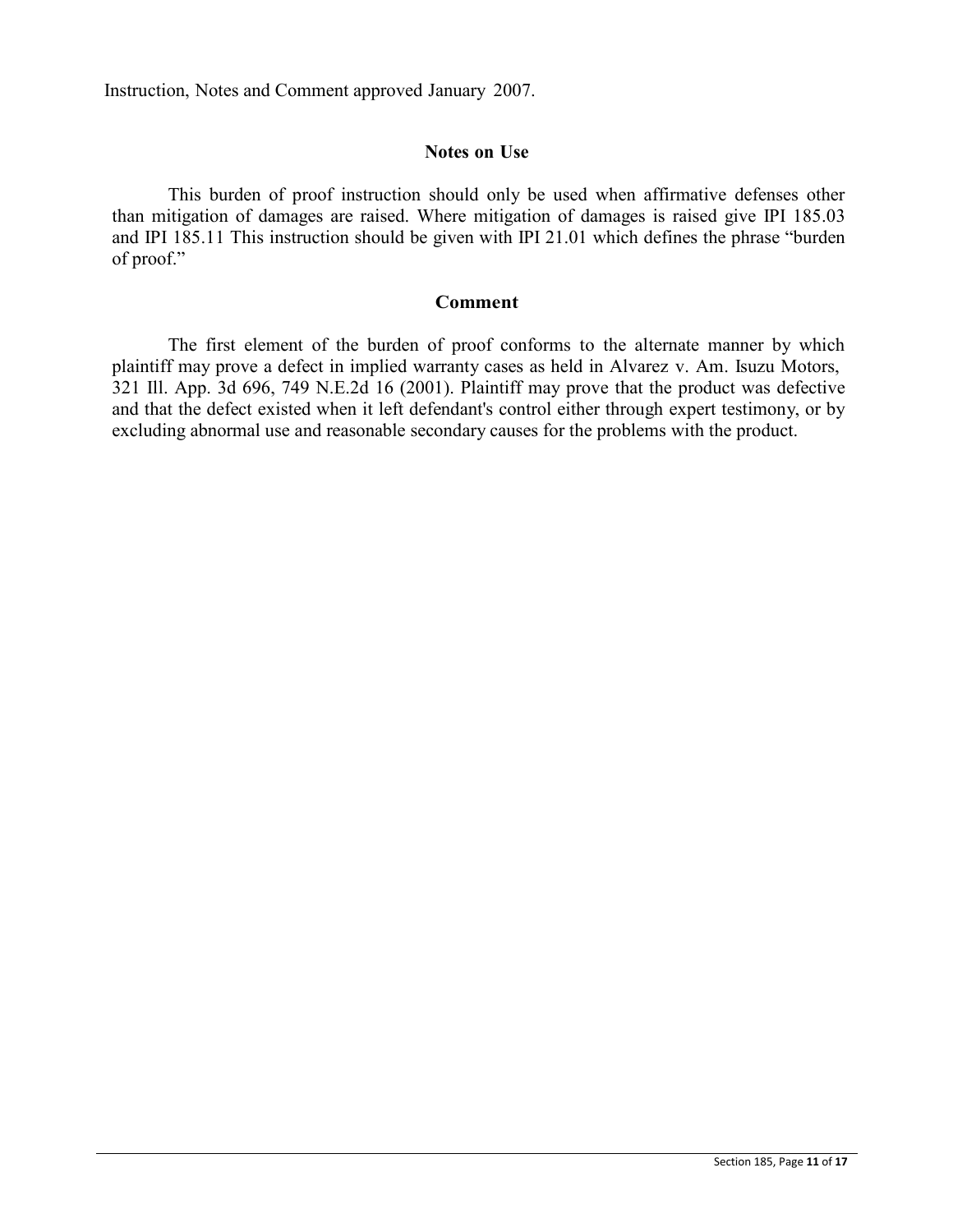Instruction, Notes and Comment approved January 2007.

## Notes on Use

This burden of proof instruction should only be used when affirmative defenses other than mitigation of damages are raised. Where mitigation of damages is raised give IPI 185.03 and IPI 185.11 This instruction should be given with IPI 21.01 which defines the phrase "burden of proof."

## Comment

The first element of the burden of proof conforms to the alternate manner by which plaintiff may prove a defect in implied warranty cases as held in Alvarez v. Am. Isuzu Motors, 321 Ill. App. 3d 696, 749 N.E.2d 16 (2001). Plaintiff may prove that the product was defective and that the defect existed when it left defendant's control either through expert testimony, or by excluding abnormal use and reasonable secondary causes for the problems with the product.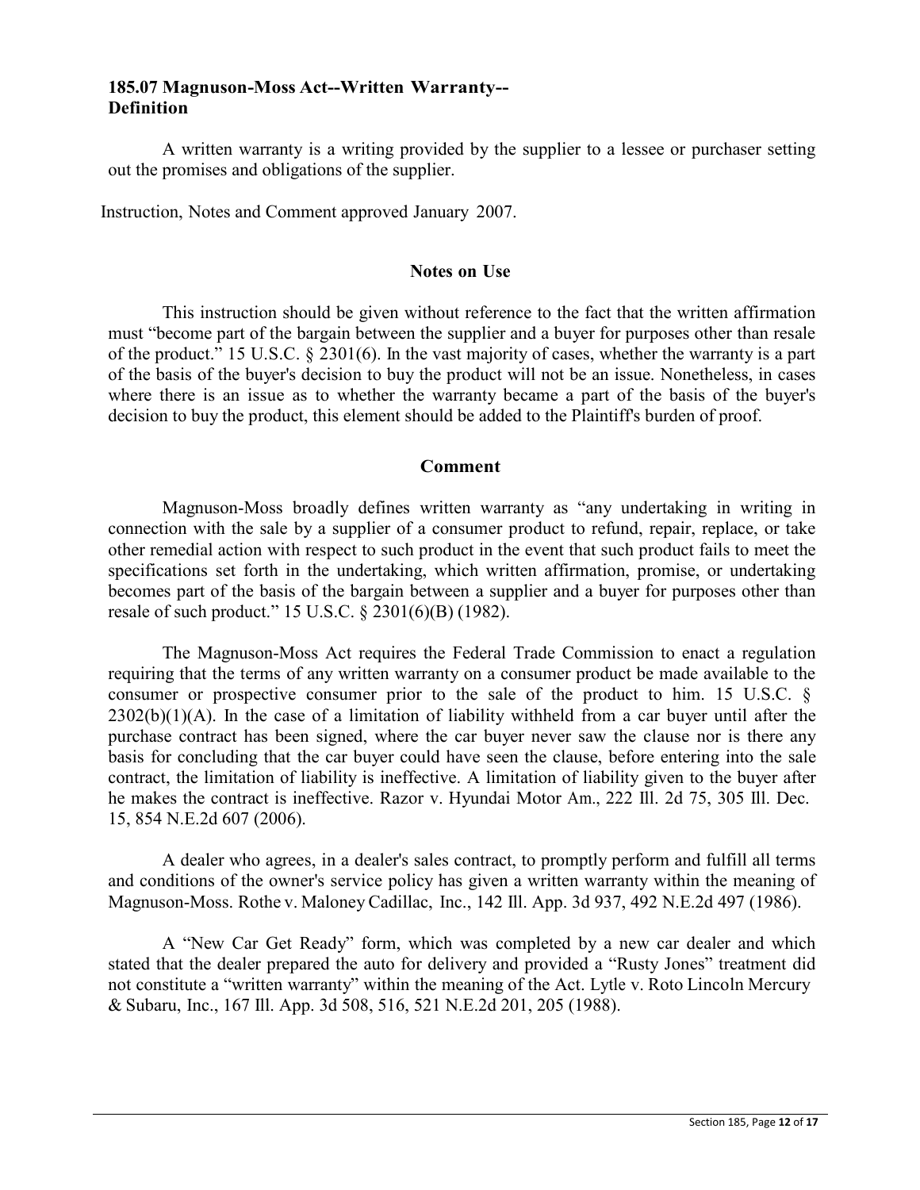### 185.07 Magnuson-Moss Act--Written Warranty--Definition

A written warranty is a writing provided by the supplier to a lessee or purchaser setting out the promises and obligations of the supplier.

Instruction, Notes and Comment approved January 2007.

#### Notes on Use

This instruction should be given without reference to the fact that the written affirmation must "become part of the bargain between the supplier and a buyer for purposes other than resale of the product." 15 U.S.C. § 2301(6). In the vast majority of cases, whether the warranty is a part of the basis of the buyer's decision to buy the product will not be an issue. Nonetheless, in cases where there is an issue as to whether the warranty became a part of the basis of the buyer's decision to buy the product, this element should be added to the Plaintiff's burden of proof.

#### Comment

Magnuson-Moss broadly defines written warranty as "any undertaking in writing in connection with the sale by a supplier of a consumer product to refund, repair, replace, or take other remedial action with respect to such product in the event that such product fails to meet the specifications set forth in the undertaking, which written affirmation, promise, or undertaking becomes part of the basis of the bargain between a supplier and a buyer for purposes other than resale of such product." 15 U.S.C. § 2301(6)(B) (1982).

The Magnuson-Moss Act requires the Federal Trade Commission to enact a regulation requiring that the terms of any written warranty on a consumer product be made available to the consumer or prospective consumer prior to the sale of the product to him. 15 U.S.C. § 2302(b)(1)(A). In the case of a limitation of liability withheld from a car buyer until after the purchase contract has been signed, where the car buyer never saw the clause nor is there any basis for concluding that the car buyer could have seen the clause, before entering into the sale contract, the limitation of liability is ineffective. A limitation of liability given to the buyer after he makes the contract is ineffective. Razor v. Hyundai Motor Am., 222 Ill. 2d 75, 305 Ill. Dec. 15, 854 N.E.2d 607 (2006).

A dealer who agrees, in a dealer's sales contract, to promptly perform and fulfill all terms and conditions of the owner's service policy has given a written warranty within the meaning of Magnuson-Moss. Rothe v. Maloney Cadillac, Inc., 142 Ill. App. 3d 937, 492 N.E.2d 497 (1986).

A "New Car Get Ready" form, which was completed by a new car dealer and which stated that the dealer prepared the auto for delivery and provided a "Rusty Jones" treatment did not constitute a "written warranty" within the meaning of the Act. Lytle v. Roto Lincoln Mercury & Subaru, Inc., 167 Ill. App. 3d 508, 516, 521 N.E.2d 201, 205 (1988).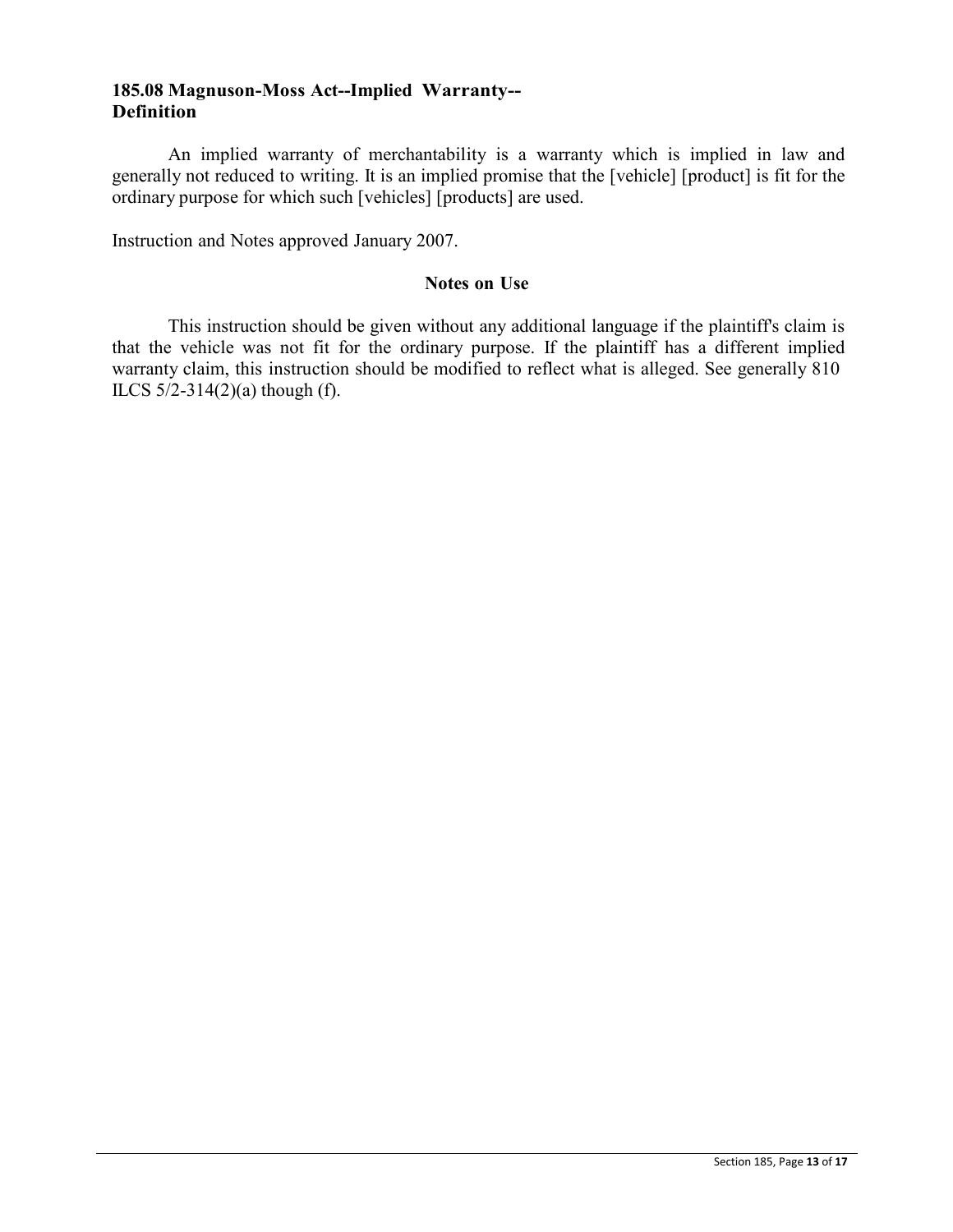**185.08 Magnuson-Moss Act--Implied Warranty--Definition**

An implied warranty of merchantability is a warranty which is implied in law and generally not reduced to writing. It is an implied promise that the [vehicle] [product] is fit for the ordinary purpose for which such [vehicles] [products] are used.

Instruction and Notes approved January 2007.

**Notes on Use**

This instruction should be given without any additional language if the plaintiff's claim is that the vehicle was not fit for the ordinary purpose. If the plaintiff has a different implied warranty claim, this instruction should be modified to reflect what is alleged. See generally 810 ILCS 5/2-314(2)(a) though (f).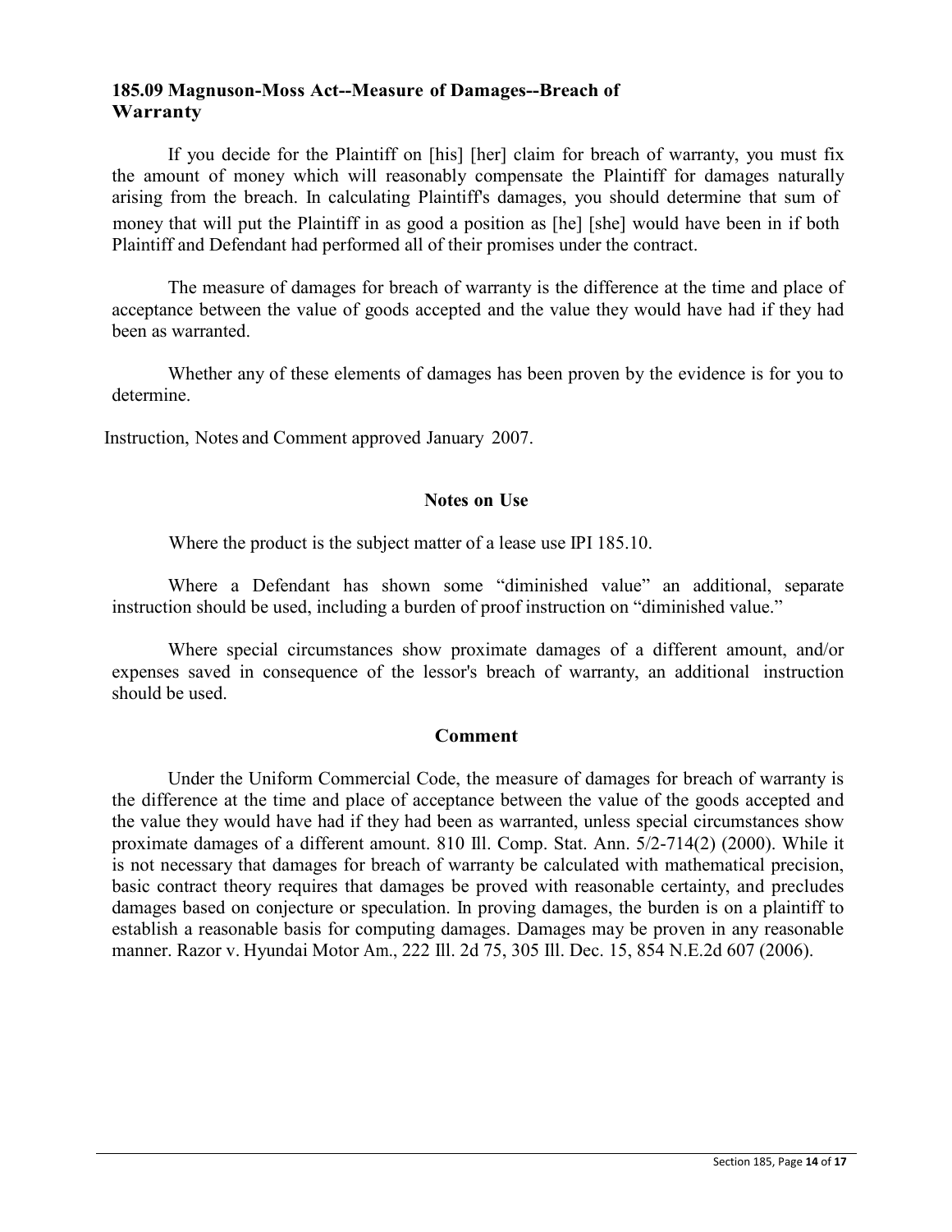## 185.09 Magnuson-Moss Act--Measure of Damages--Breach of Warranty

If you decide for the Plaintiff on [his] [her] claim for breach of warranty, you must fix the amount of money which will reasonably compensate the Plaintiff for damages naturally arising from the breach. In calculating Plaintiff's damages, you should determine that sum of money that will put the Plaintiff in as good a position as [he] [she] would have been in if both Plaintiff and Defendant had performed all of their promises under the contract.

The measure of damages for breach of warranty is the difference at the time and place of acceptance between the value of goods accepted and the value they would have had if they had been as warranted.

Whether any of these elements of damages has been proven by the evidence is for you to determine.

Instruction, Notes and Comment approved January 2007.

### Notes on Use

Where the product is the subject matter of a lease use IPI 185.10.

Where a Defendant has shown some "diminished value" an additional, separate instruction should be used, including a burden of proof instruction on "diminished value."

Where special circumstances show proximate damages of a different amount, and/or expenses saved in consequence of the lessor's breach of warranty, an additional instruction should be used.

### Comment

Under the Uniform Commercial Code, the measure of damages for breach of warranty is the difference at the time and place of acceptance between the value of the goods accepted and the value they would have had if they had been as warranted, unless special circumstances show proximate damages of a different amount. 810 Ill. Comp. Stat. Ann. 5/2-714(2) (2000). While it is not necessary that damages for breach of warranty be calculated with mathematical precision, basic contract theory requires that damages be proved with reasonable certainty, and precludes damages based on conjecture or speculation. In proving damages, the burden is on a plaintiff to establish a reasonable basis for computing damages. Damages may be proven in any reasonable manner. Razor v. Hyundai Motor Am., 222 Ill. 2d 75, 305 Ill. Dec. 15, 854 N.E.2d 607 (2006).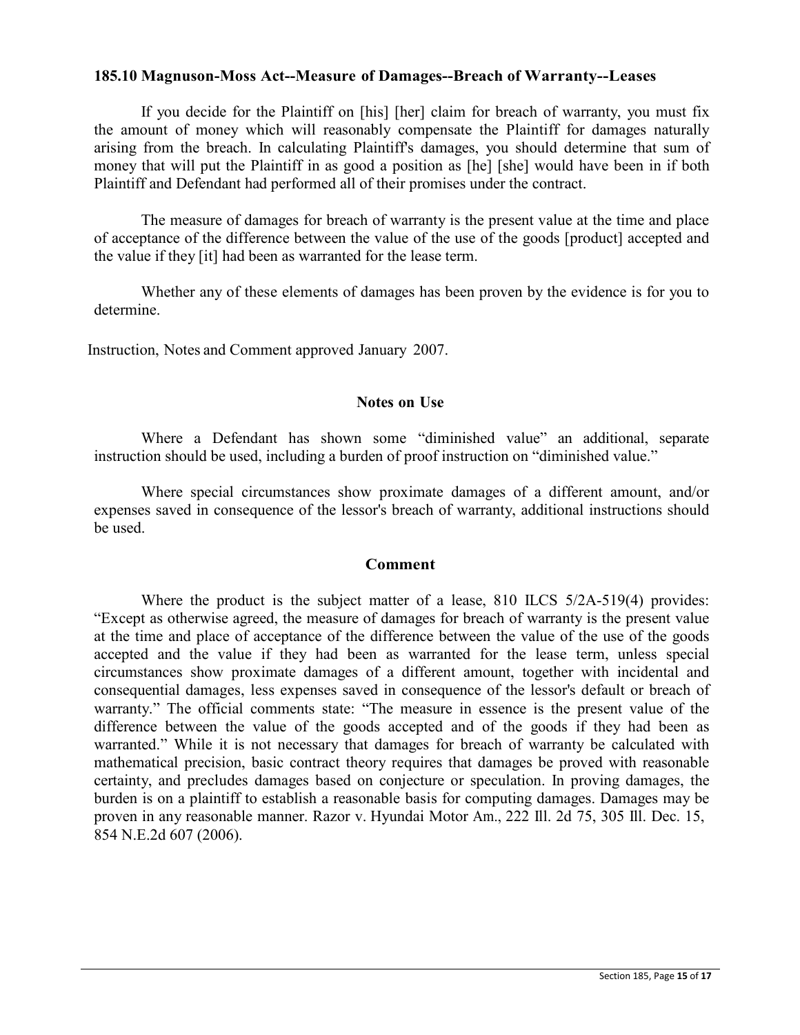### 185.10 Magnuson-Moss Act--Measure of Damages--Breach of Warranty--Leases

If you decide for the Plaintiff on [his] [her] claim for breach of warranty, you must fix the amount of money which will reasonably compensate the Plaintiff for damages naturally arising from the breach. In calculating Plaintiff's damages, you should determine that sum of money that will put the Plaintiff in as good a position as [he] [she] would have been in if both Plaintiff and Defendant had performed all of their promises under the contract.

The measure of damages for breach of warranty is the present value at the time and place of acceptance of the difference between the value of the use of the goods [product] accepted and the value if they [it] had been as warranted for the lease term.

Whether any of these elements of damages has been proven by the evidence is for you to determine.

Instruction, Notes and Comment approved January 2007.

#### Notes on Use

Where a Defendant has shown some "diminished value" an additional, separate instruction should be used, including a burden of proof instruction on "diminished value."

Where special circumstances show proximate damages of a different amount, and/or expenses saved in consequence of the lessor's breach of warranty, additional instructions should be used.

#### Comment

Where the product is the subject matter of a lease, 810 ILCS 5/2A-519(4) provides: "Except as otherwise agreed, the measure of damages for breach of warranty is the present value at the time and place of acceptance of the difference between the value of the use of the goods accepted and the value if they had been as warranted for the lease term, unless special circumstances show proximate damages of a different amount, together with incidental and consequential damages, less expenses saved in consequence of the lessor's default or breach of warranty." The official comments state: "The measure in essence is the present value of the difference between the value of the goods accepted and of the goods if they had been as warranted." While it is not necessary that damages for breach of warranty be calculated with mathematical precision, basic contract theory requires that damages be proved with reasonable certainty, and precludes damages based on conjecture or speculation. In proving damages, the burden is on a plaintiff to establish a reasonable basis for computing damages. Damages may be proven in any reasonable manner. Razor v. Hyundai Motor Am., 222 Ill. 2d 75, 305 Ill. Dec. 15, 854 N.E.2d 607 (2006).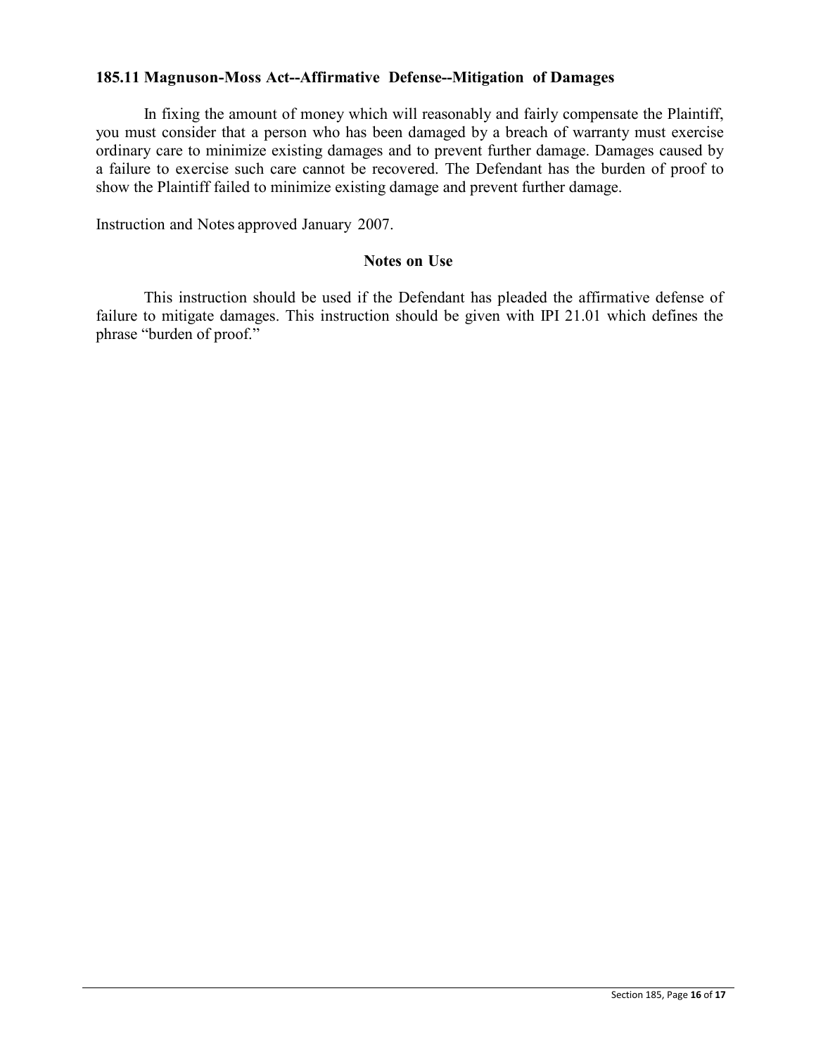**185.11 Magnuson-Moss Act--Affirmative Defense--Mitigation of Damages**

In fixing the amount of money which will reasonably and fairly compensate the Plaintiff, you must consider that a person who has been damaged by a breach of warranty must exercise ordinary care to minimize existing damages and to prevent further damage. Damages caused by a failure to exercise such care cannot be recovered. The Defendant has the burden of proof to show the Plaintiff failed to minimize existing damage and prevent further damage.

Instruction and Notes approved January 2007.

**Notes on Use**

This instruction should be used if the Defendant has pleaded the affirmative defense of failure to mitigate damages. This instruction should be given with IPI 21.01 which defines the phrase "burden of proof."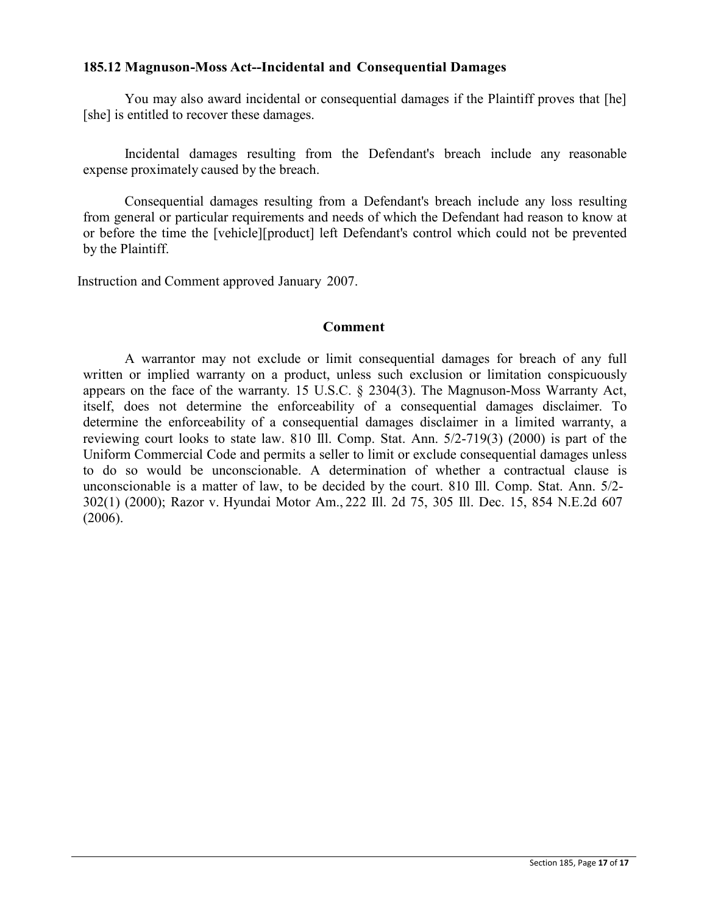### 185.12 Magnuson-Moss Act--Incidental and Consequential Damages

You may also award incidental or consequential damages if the Plaintiff proves that [he] [she] is entitled to recover these damages.

Incidental damages resulting from the Defendant's breach include any reasonable expense proximately caused by the breach.

Consequential damages resulting from a Defendant's breach include any loss resulting from general or particular requirements and needs of which the Defendant had reason to know at or before the time the [vehicle][product] left Defendant's control which could not be prevented by the Plaintiff.

Instruction and Comment approved January 2007.

#### Comment

A warrantor may not exclude or limit consequential damages for breach of any full written or implied warranty on a product, unless such exclusion or limitation conspicuously appears on the face of the warranty. 15 U.S.C. § 2304(3). The Magnuson-Moss Warranty Act, itself, does not determine the enforceability of a consequential damages disclaimer. To determine the enforceability of a consequential damages disclaimer in a limited warranty, a reviewing court looks to state law. 810 Ill. Comp. Stat. Ann. 5/2-719(3) (2000) is part of the Uniform Commercial Code and permits a seller to limit or exclude consequential damages unless to do so would be unconscionable. A determination of whether a contractual clause is unconscionable is a matter of law, to be decided by the court. 810 Ill. Comp. Stat. Ann. 5/2-302(1) (2000); Razor v. Hyundai Motor Am., 222 Ill. 2d 75, 305 Ill. Dec. 15, 854 N.E.2d 607 (2006).